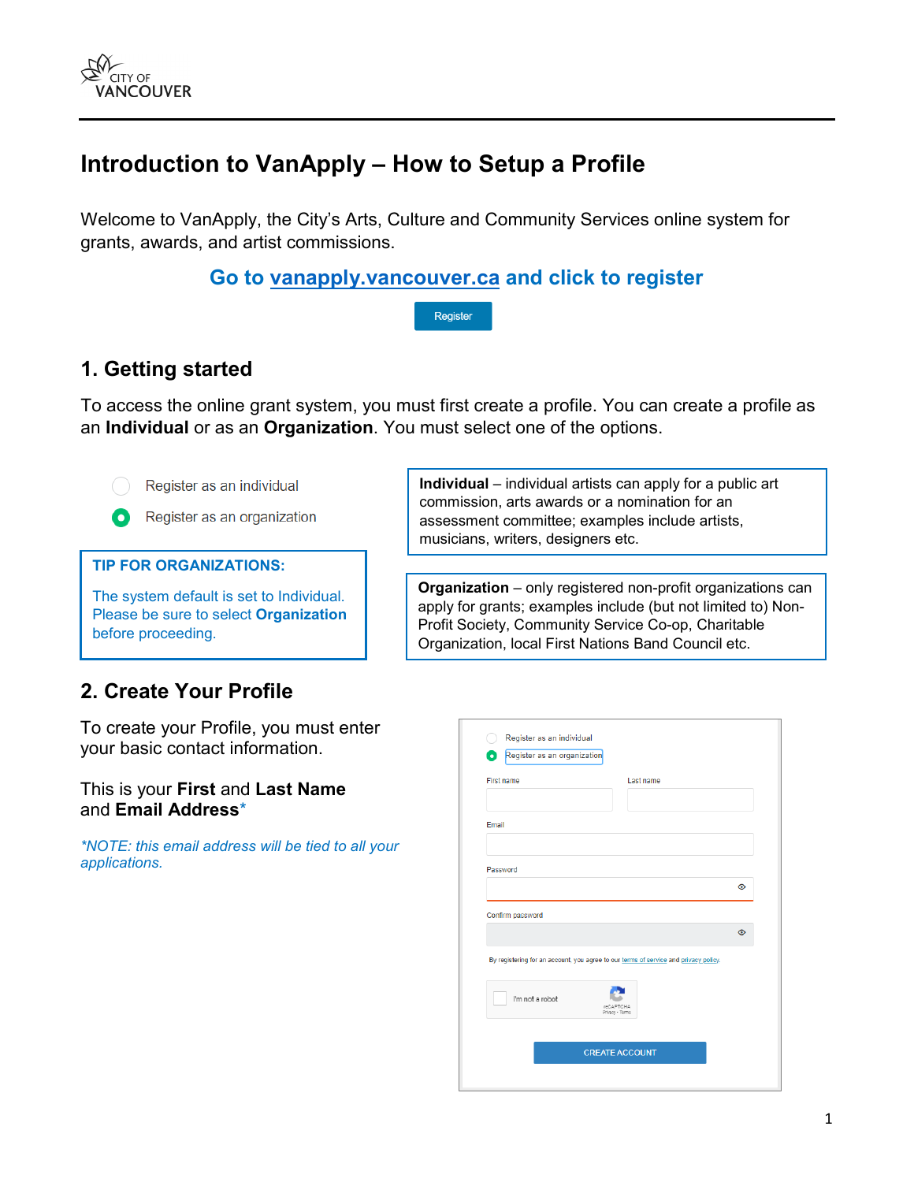# Introduction to VanApply – How to Setup a Profile

Welcome to VanApply, the City's Arts, Culture and Community Services online system for grants, awards, and artist commissions.

**Go to [vanapply.vancouver.ca](vanapply.vancouver.ca) and click to register**

Register

## 1. Getting started

To access the online grant system, you must first create a profile. You can create a profile as an **Individual** or as an **Organization**. You must select one of the options.

- Register as an individual
- Register as an organization

**Individual** – individual artists can apply for a public art commission, arts awards or a nomination for an assessment committee; examples include artists, musicians, writers, designers etc.

**TIP FOR ORGANIZATIONS:**

The system default is set to Individual. Please be sure to select **Organization** before proceeding.

**Organization** – only registered non-profit organizations can apply for grants; examples include (but not limited to) Non-Profit Society, Community Service Co-op, Charitable Organization, local First Nations Band Council etc.

## 2. Create Your Profile

To create your Profile, you must enter your basic contact information.

This is your **First** and **Last Name** and **Email Address***

**NOTE: this email address will be tied to all your applications.*

Register as an individual
Register as an organization

First name | Last name

Email

Password

Confirm password

By registering for an account, you agree to our terms of service and privacy policy.

I'm not a robot

CREATE ACCOUNT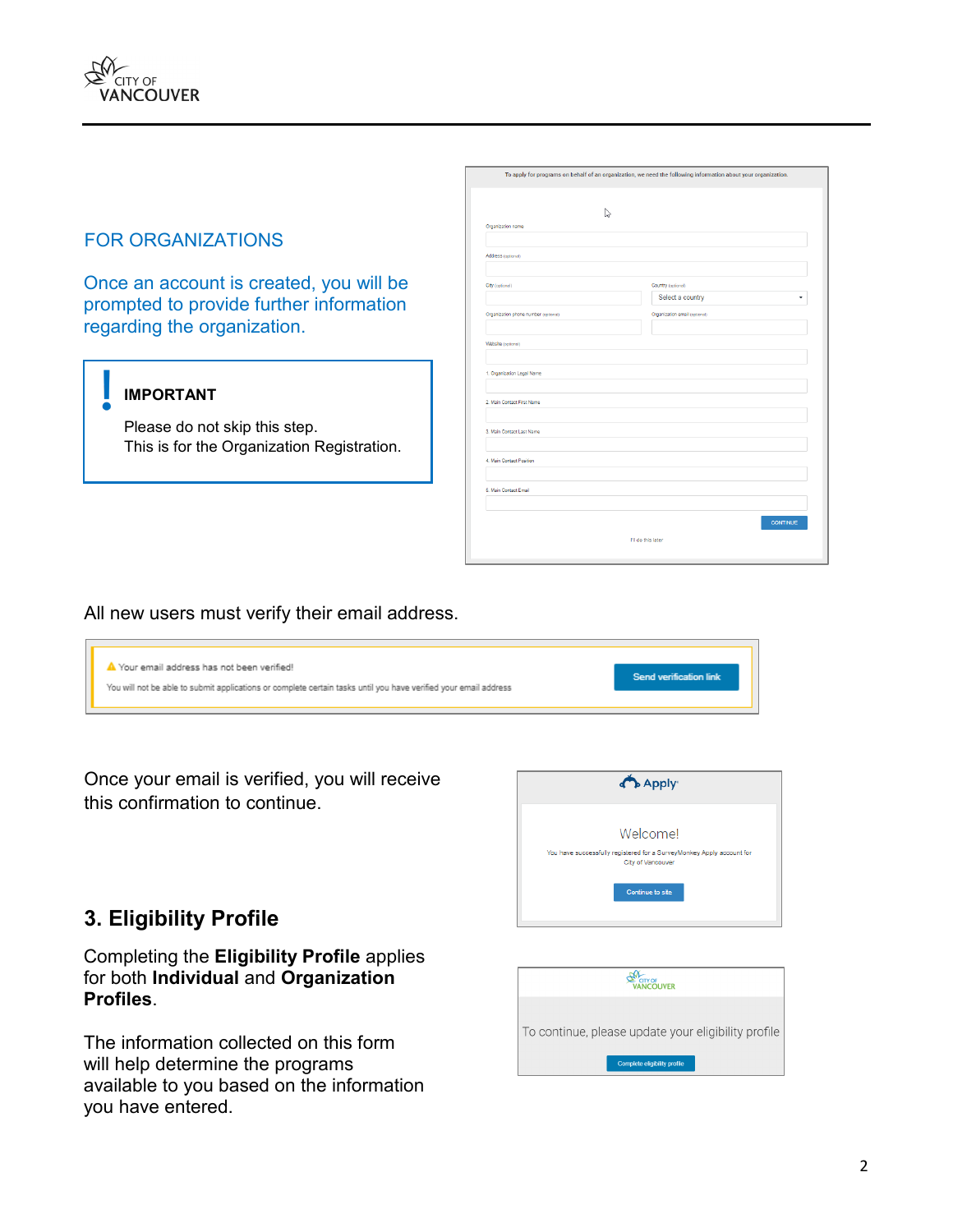## FOR ORGANIZATIONS

Once an account is created, you will be prompted to provide further information regarding the organization.

> **IMPORTANT**
>
> Please do not skip this step.
> This is for the Organization Registration.

All new users must verify their email address.

Once your email is verified, you will receive this confirmation to continue.

## 3. Eligibility Profile

Completing the **Eligibility Profile** applies for both **Individual** and **Organization Profiles**.

The information collected on this form will help determine the programs available to you based on the information you have entered.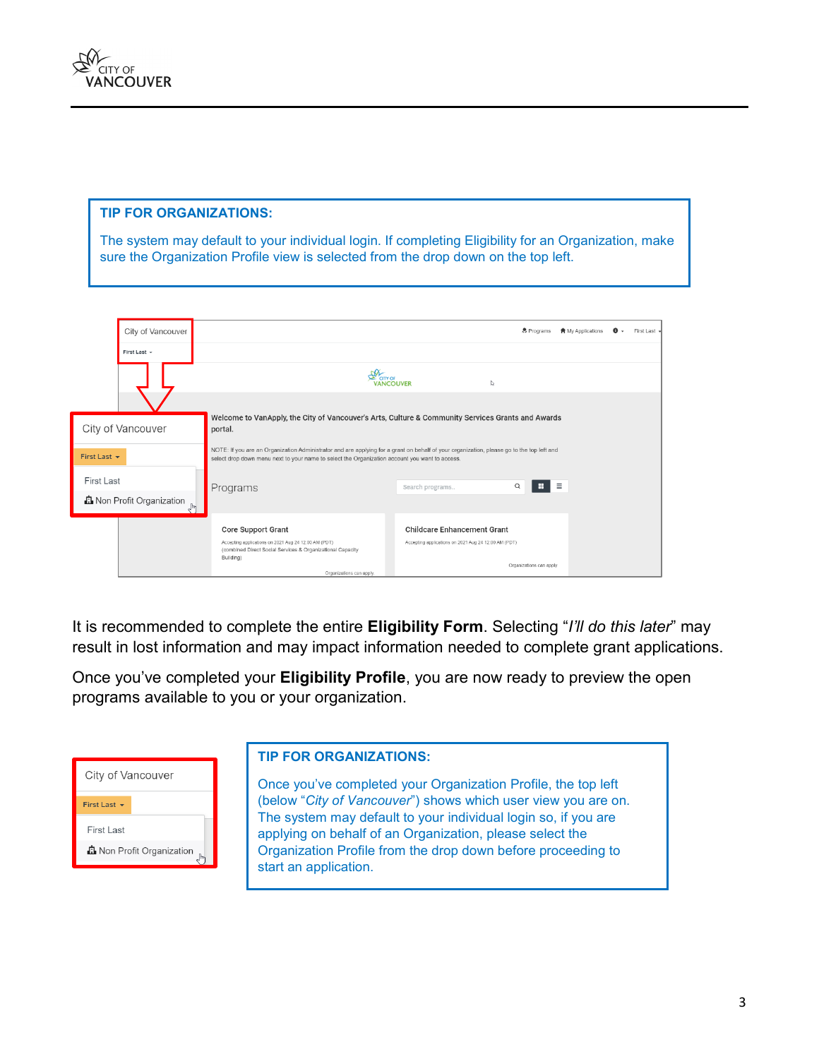**TIP FOR ORGANIZATIONS:**

The system may default to your individual login. If completing Eligibility for an Organization, make sure the Organization Profile view is selected from the drop down on the top left.

It is recommended to complete the entire **Eligibility Form**. Selecting "*I'll do this later*" may result in lost information and may impact information needed to complete grant applications.

Once you've completed your **Eligibility Profile**, you are now ready to preview the open programs available to you or your organization.

**TIP FOR ORGANIZATIONS:**

Once you've completed your Organization Profile, the top left (below "*City of Vancouver*") shows which user view you are on. The system may default to your individual login so, if you are applying on behalf of an Organization, please select the Organization Profile from the drop down before proceeding to start an application.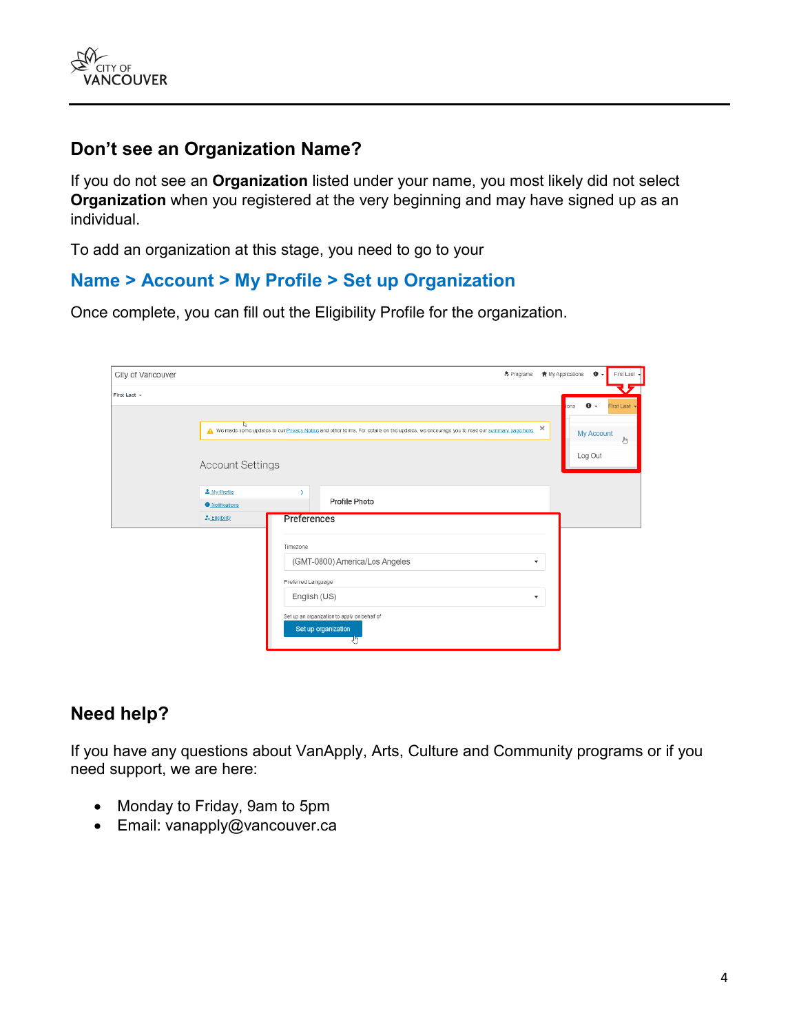## Don't see an Organization Name?

If you do not see an **Organization** listed under your name, you most likely did not select **Organization** when you registered at the very beginning and may have signed up as an individual.

To add an organization at this stage, you need to go to your

### Name > Account > My Profile > Set up Organization

Once complete, you can fill out the Eligibility Profile for the organization.

## Need help?

If you have any questions about VanApply, Arts, Culture and Community programs or if you need support, we are here:

- Monday to Friday, 9am to 5pm
- Email: vanapply@vancouver.ca